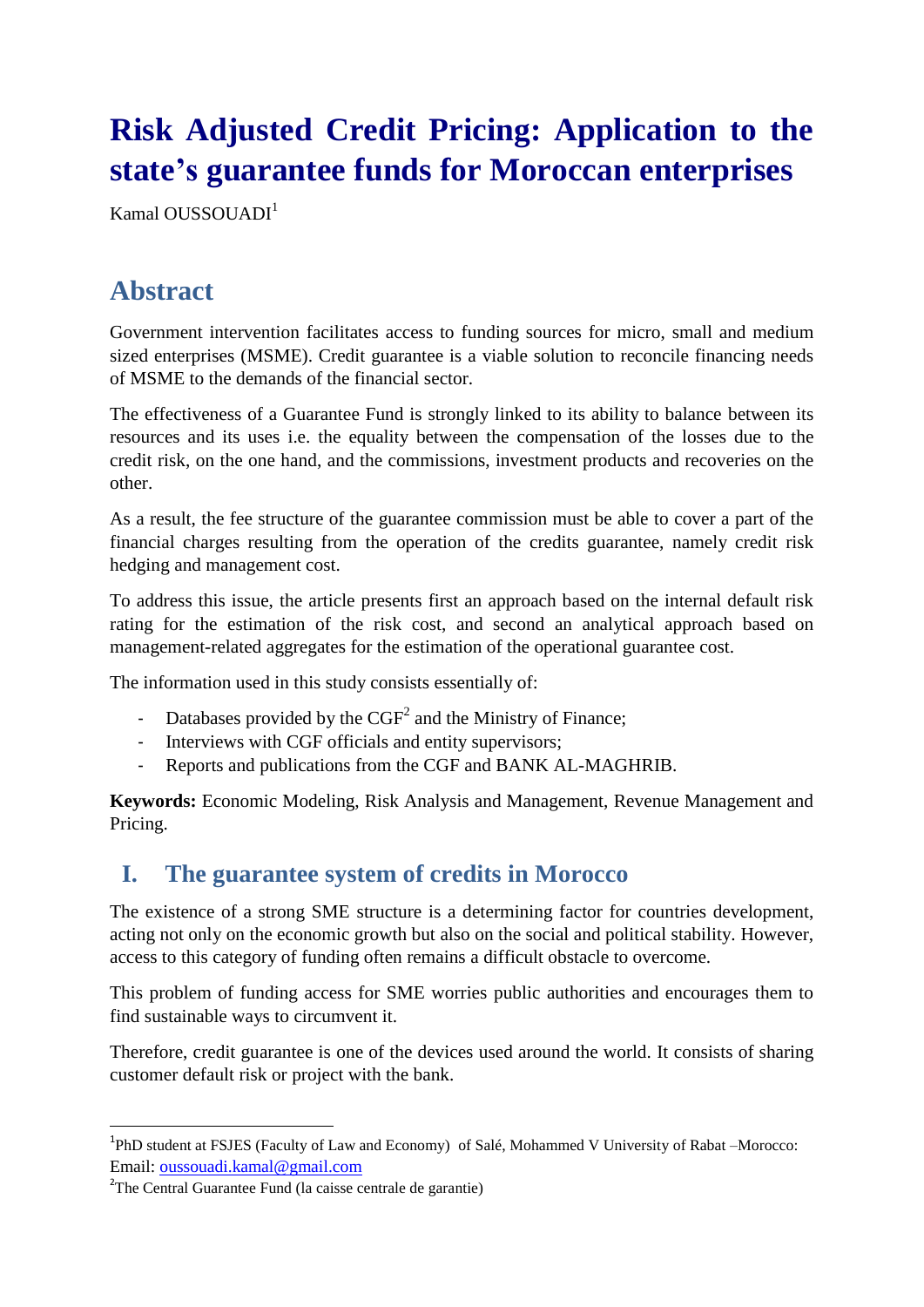# Risk Adjusted Credit Pricing: Application to the state's guarantee funds for Moroccan enterprises

Kamal OUSSOUADI[1]

## Abstract

Government intervention facilitates access to funding sources for micro, small and medium sized enterprises (MSME). Credit guarantee is a viable solution to reconcile financing needs of MSME to the demands of the financial sector.

The effectiveness of a Guarantee Fund is strongly linked to its ability to balance between its resources and its uses i.e. the equality between the compensation of the losses due to the credit risk, on the one hand, and the commissions, investment products and recoveries on the other.

As a result, the fee structure of the guarantee commission must be able to cover a part of the financial charges resulting from the operation of the credits guarantee, namely credit risk hedging and management cost.

To address this issue, the article presents first an approach based on the internal default risk rating for the estimation of the risk cost, and second an analytical approach based on management-related aggregates for the estimation of the operational guarantee cost.

The information used in this study consists essentially of:

- Databases provided by the CGF[2] and the Ministry of Finance;
- Interviews with CGF officials and entity supervisors;
- Reports and publications from the CGF and BANK AL-MAGHRIB.

**Keywords:** Economic Modeling, Risk Analysis and Management, Revenue Management and Pricing.

## I. The guarantee system of credits in Morocco

The existence of a strong SME structure is a determining factor for countries development, acting not only on the economic growth but also on the social and political stability. However, access to this category of funding often remains a difficult obstacle to overcome.

This problem of funding access for SME worries public authorities and encourages them to find sustainable ways to circumvent it.

Therefore, credit guarantee is one of the devices used around the world. It consists of sharing customer default risk or project with the bank.

---

[1] PhD student at FSJES (Faculty of Law and Economy) of Salé, Mohammed V University of Rabat –Morocco: Email: oussouadi.kamal@gmail.com

[2] The Central Guarantee Fund (la caisse centrale de garantie)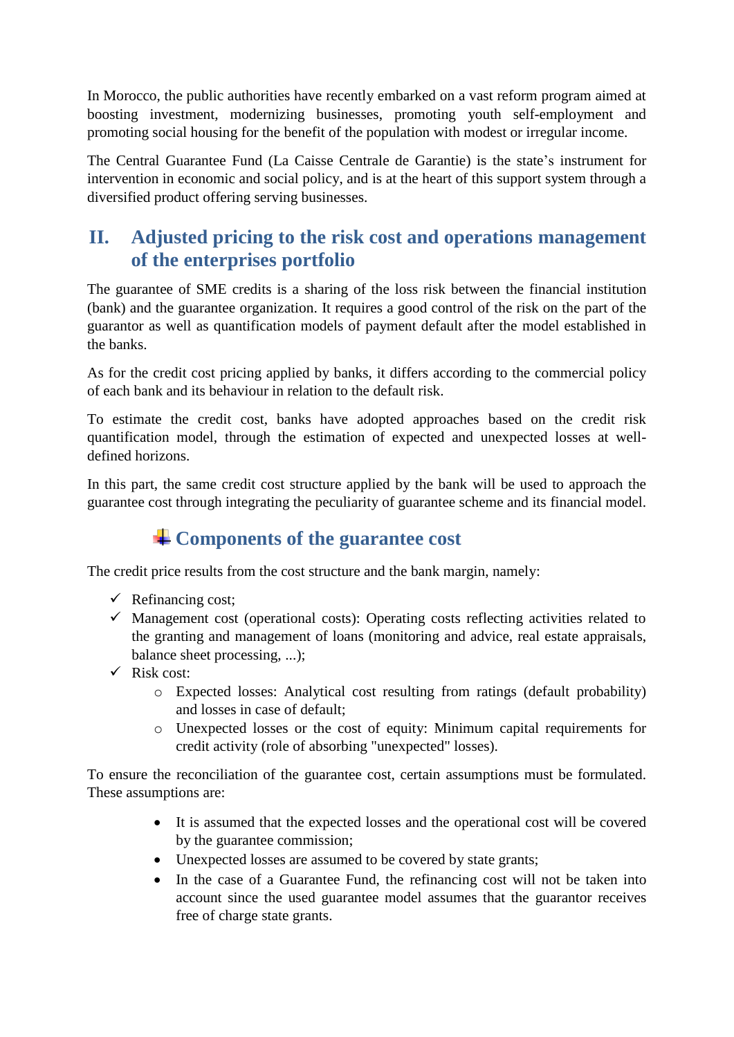In Morocco, the public authorities have recently embarked on a vast reform program aimed at boosting investment, modernizing businesses, promoting youth self-employment and promoting social housing for the benefit of the population with modest or irregular income.

The Central Guarantee Fund (La Caisse Centrale de Garantie) is the state's instrument for intervention in economic and social policy, and is at the heart of this support system through a diversified product offering serving businesses.

## II. Adjusted pricing to the risk cost and operations management of the enterprises portfolio

The guarantee of SME credits is a sharing of the loss risk between the financial institution (bank) and the guarantee organization. It requires a good control of the risk on the part of the guarantor as well as quantification models of payment default after the model established in the banks.

As for the credit cost pricing applied by banks, it differs according to the commercial policy of each bank and its behaviour in relation to the default risk.

To estimate the credit cost, banks have adopted approaches based on the credit risk quantification model, through the estimation of expected and unexpected losses at well-defined horizons.

In this part, the same credit cost structure applied by the bank will be used to approach the guarantee cost through integrating the peculiarity of guarantee scheme and its financial model.

### Components of the guarantee cost

The credit price results from the cost structure and the bank margin, namely:

- ✓ Refinancing cost;
- ✓ Management cost (operational costs): Operating costs reflecting activities related to the granting and management of loans (monitoring and advice, real estate appraisals, balance sheet processing, ...);
- ✓ Risk cost:
  - Expected losses: Analytical cost resulting from ratings (default probability) and losses in case of default;
  - Unexpected losses or the cost of equity: Minimum capital requirements for credit activity (role of absorbing "unexpected" losses).

To ensure the reconciliation of the guarantee cost, certain assumptions must be formulated. These assumptions are:

- It is assumed that the expected losses and the operational cost will be covered by the guarantee commission;
- Unexpected losses are assumed to be covered by state grants;
- In the case of a Guarantee Fund, the refinancing cost will not be taken into account since the used guarantee model assumes that the guarantor receives free of charge state grants.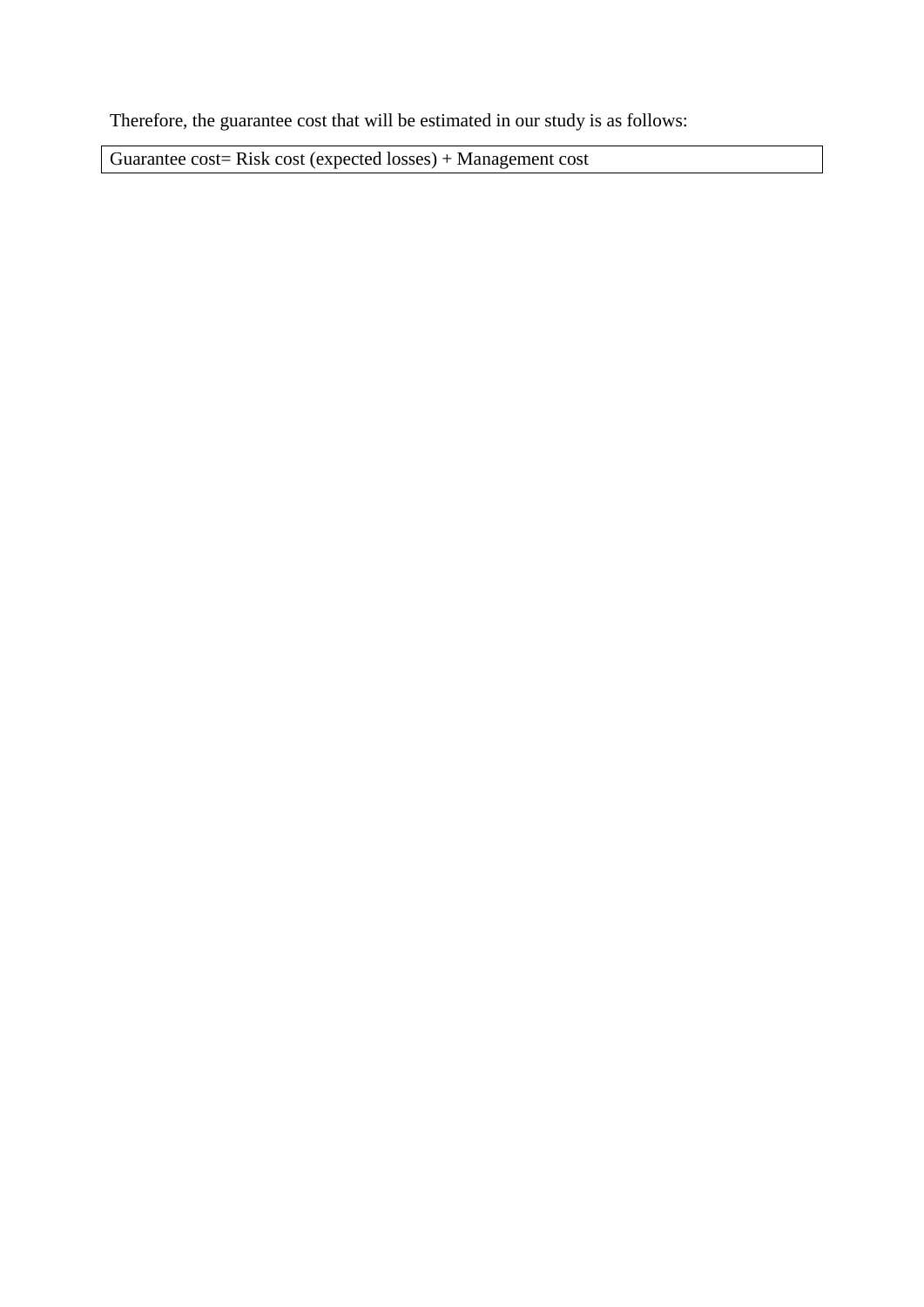Therefore, the guarantee cost that will be estimated in our study is as follows:

| |
|---|
| Guarantee cost= Risk cost (expected losses) + Management cost |